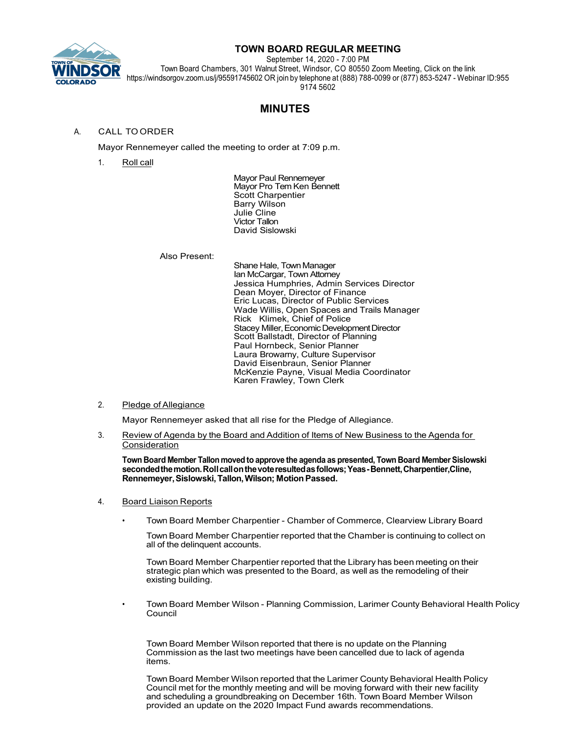# TOWN BOARD REGULAR MEETING

September 14, 2020 - 7:00 PM
Town Board Chambers, 301 Walnut Street, Windsor, CO 80550 Zoom Meeting, Click on the link https://windsorgov.zoom.us/j/95591745602 OR join by telephone at (888) 788-0099 or (877) 853-5247 - Webinar ID:955 9174 5602

## MINUTES

A. CALL TO ORDER

Mayor Rennemeyer called the meeting to order at 7:09 p.m.

1. Roll call

Mayor Paul Rennemeyer
Mayor Pro Tem Ken Bennett
Scott Charpentier
Barry Wilson
Julie Cline
Victor Tallon
David Sislowski

Also Present:

Shane Hale, Town Manager
Ian McCargar, Town Attorney
Jessica Humphries, Admin Services Director
Dean Moyer, Director of Finance
Eric Lucas, Director of Public Services
Wade Willis, Open Spaces and Trails Manager
Rick Klimek, Chief of Police
Stacey Miller, Economic Development Director
Scott Ballstadt, Director of Planning
Paul Hornbeck, Senior Planner
Laura Browarny, Culture Supervisor
David Eisenbraun, Senior Planner
McKenzie Payne, Visual Media Coordinator
Karen Frawley, Town Clerk

2. Pledge of Allegiance

Mayor Rennemeyer asked that all rise for the Pledge of Allegiance.

3. Review of Agenda by the Board and Addition of Items of New Business to the Agenda for Consideration

**Town Board Member Tallon moved to approve the agenda as presented, Town Board Member Sislowski seconded the motion. Roll call on the vote resulted as follows; Yeas - Bennett, Charpentier, Cline, Rennemeyer, Sislowski, Tallon, Wilson; Motion Passed.**

4. Board Liaison Reports

- Town Board Member Charpentier - Chamber of Commerce, Clearview Library Board

  Town Board Member Charpentier reported that the Chamber is continuing to collect on all of the delinquent accounts.

  Town Board Member Charpentier reported that the Library has been meeting on their strategic plan which was presented to the Board, as well as the remodeling of their existing building.

- Town Board Member Wilson - Planning Commission, Larimer County Behavioral Health Policy Council

  Town Board Member Wilson reported that there is no update on the Planning Commission as the last two meetings have been cancelled due to lack of agenda items.

  Town Board Member Wilson reported that the Larimer County Behavioral Health Policy Council met for the monthly meeting and will be moving forward with their new facility and scheduling a groundbreaking on December 16th. Town Board Member Wilson provided an update on the 2020 Impact Fund awards recommendations.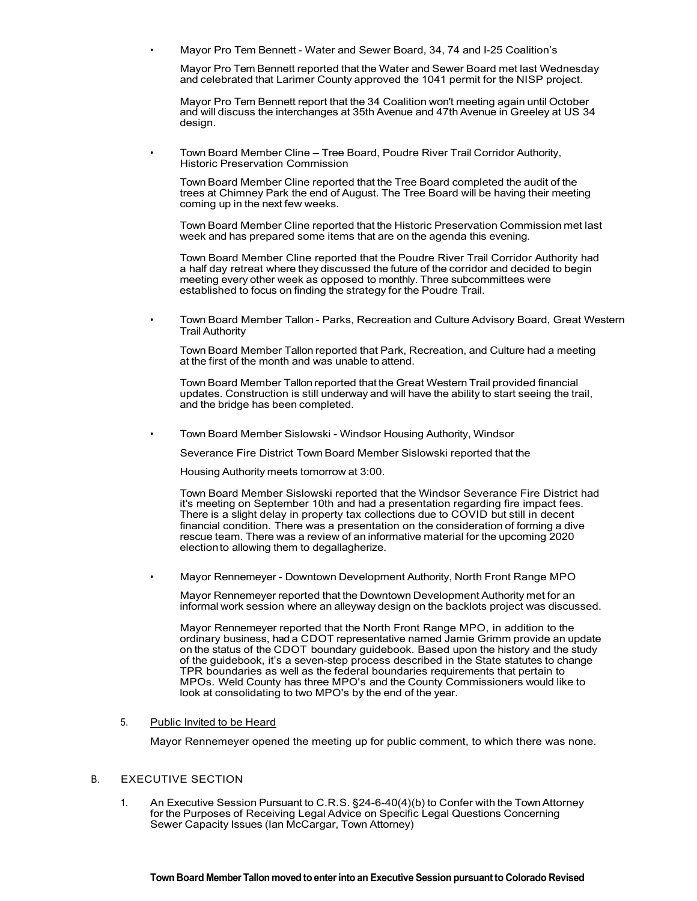- Mayor Pro Tem Bennett - Water and Sewer Board, 34, 74 and I-25 Coalition's

  Mayor Pro Tem Bennett reported that the Water and Sewer Board met last Wednesday and celebrated that Larimer County approved the 1041 permit for the NISP project.

  Mayor Pro Tem Bennett report that the 34 Coalition won't meeting again until October and will discuss the interchanges at 35th Avenue and 47th Avenue in Greeley at US 34 design.

- Town Board Member Cline – Tree Board, Poudre River Trail Corridor Authority, Historic Preservation Commission

  Town Board Member Cline reported that the Tree Board completed the audit of the trees at Chimney Park the end of August. The Tree Board will be having their meeting coming up in the next few weeks.

  Town Board Member Cline reported that the Historic Preservation Commission met last week and has prepared some items that are on the agenda this evening.

  Town Board Member Cline reported that the Poudre River Trail Corridor Authority had a half day retreat where they discussed the future of the corridor and decided to begin meeting every other week as opposed to monthly. Three subcommittees were established to focus on finding the strategy for the Poudre Trail.

- Town Board Member Tallon - Parks, Recreation and Culture Advisory Board, Great Western Trail Authority

  Town Board Member Tallon reported that Park, Recreation, and Culture had a meeting at the first of the month and was unable to attend.

  Town Board Member Tallon reported that the Great Western Trail provided financial updates. Construction is still underway and will have the ability to start seeing the trail, and the bridge has been completed.

- Town Board Member Sislowski - Windsor Housing Authority, Windsor

  Severance Fire District Town Board Member Sislowski reported that the

  Housing Authority meets tomorrow at 3:00.

  Town Board Member Sislowski reported that the Windsor Severance Fire District had it's meeting on September 10th and had a presentation regarding fire impact fees. There is a slight delay in property tax collections due to COVID but still in decent financial condition. There was a presentation on the consideration of forming a dive rescue team. There was a review of an informative material for the upcoming 2020 election to allowing them to degallagherize.

- Mayor Rennemeyer - Downtown Development Authority, North Front Range MPO

  Mayor Rennemeyer reported that the Downtown Development Authority met for an informal work session where an alleyway design on the backlots project was discussed.

  Mayor Rennemeyer reported that the North Front Range MPO, in addition to the ordinary business, had a CDOT representative named Jamie Grimm provide an update on the status of the CDOT boundary guidebook. Based upon the history and the study of the guidebook, it's a seven-step process described in the State statutes to change TPR boundaries as well as the federal boundaries requirements that pertain to MPOs. Weld County has three MPO's and the County Commissioners would like to look at consolidating to two MPO's by the end of the year.

5. Public Invited to be Heard

   Mayor Rennemeyer opened the meeting up for public comment, to which there was none.

B. EXECUTIVE SECTION

1. An Executive Session Pursuant to C.R.S. §24-6-40(4)(b) to Confer with the Town Attorney for the Purposes of Receiving Legal Advice on Specific Legal Questions Concerning Sewer Capacity Issues (Ian McCargar, Town Attorney)

**Town Board Member Tallon moved to enter into an Executive Session pursuant to Colorado Revised**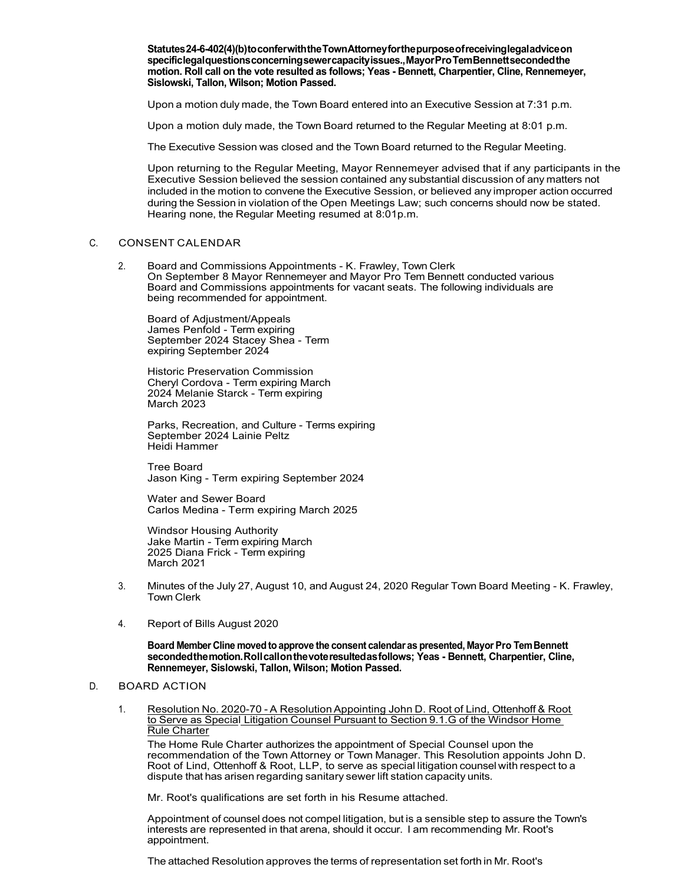**Statutes 24-6-402(4)(b) to confer with the Town Attorney for the purpose of receiving legal advice on specific legal questions concerning sewer capacity issues., Mayor Pro Tem Bennett seconded the motion. Roll call on the vote resulted as follows; Yeas - Bennett, Charpentier, Cline, Rennemeyer, Sislowski, Tallon, Wilson; Motion Passed.**

Upon a motion duly made, the Town Board entered into an Executive Session at 7:31 p.m.

Upon a motion duly made, the Town Board returned to the Regular Meeting at 8:01 p.m.

The Executive Session was closed and the Town Board returned to the Regular Meeting.

Upon returning to the Regular Meeting, Mayor Rennemeyer advised that if any participants in the Executive Session believed the session contained any substantial discussion of any matters not included in the motion to convene the Executive Session, or believed any improper action occurred during the Session in violation of the Open Meetings Law; such concerns should now be stated. Hearing none, the Regular Meeting resumed at 8:01p.m.

C. CONSENT CALENDAR

2. Board and Commissions Appointments - K. Frawley, Town Clerk
On September 8 Mayor Rennemeyer and Mayor Pro Tem Bennett conducted various Board and Commissions appointments for vacant seats. The following individuals are being recommended for appointment.

Board of Adjustment/Appeals
James Penfold - Term expiring September 2024 Stacey Shea - Term expiring September 2024

Historic Preservation Commission
Cheryl Cordova - Term expiring March 2024 Melanie Starck - Term expiring March 2023

Parks, Recreation, and Culture - Terms expiring September 2024 Lainie Peltz
Heidi Hammer

Tree Board
Jason King - Term expiring September 2024

Water and Sewer Board
Carlos Medina - Term expiring March 2025

Windsor Housing Authority
Jake Martin - Term expiring March 2025 Diana Frick - Term expiring March 2021

3. Minutes of the July 27, August 10, and August 24, 2020 Regular Town Board Meeting - K. Frawley, Town Clerk

4. Report of Bills August 2020

**Board Member Cline moved to approve the consent calendar as presented, Mayor Pro Tem Bennett seconded the motion. Roll call on the vote resulted as follows; Yeas - Bennett, Charpentier, Cline, Rennemeyer, Sislowski, Tallon, Wilson; Motion Passed.**

D. BOARD ACTION

1. Resolution No. 2020-70 - A Resolution Appointing John D. Root of Lind, Ottenhoff & Root to Serve as Special Litigation Counsel Pursuant to Section 9.1.G of the Windsor Home Rule Charter
The Home Rule Charter authorizes the appointment of Special Counsel upon the recommendation of the Town Attorney or Town Manager. This Resolution appoints John D. Root of Lind, Ottenhoff & Root, LLP, to serve as special litigation counsel with respect to a dispute that has arisen regarding sanitary sewer lift station capacity units.

Mr. Root's qualifications are set forth in his Resume attached.

Appointment of counsel does not compel litigation, but is a sensible step to assure the Town's interests are represented in that arena, should it occur. I am recommending Mr. Root's appointment.

The attached Resolution approves the terms of representation set forth in Mr. Root's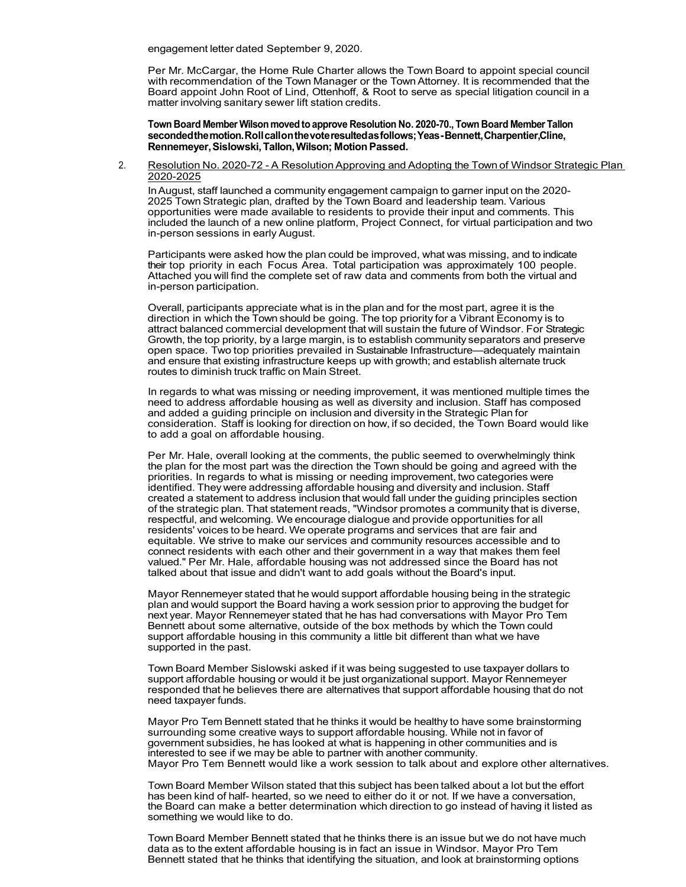engagement letter dated September 9, 2020.

Per Mr. McCargar, the Home Rule Charter allows the Town Board to appoint special council with recommendation of the Town Manager or the Town Attorney. It is recommended that the Board appoint John Root of Lind, Ottenhoff, & Root to serve as special litigation council in a matter involving sanitary sewer lift station credits.

**Town Board Member Wilson moved to approve Resolution No. 2020-70., Town Board Member Tallon seconded the motion. Roll call on the vote resulted as follows; Yeas - Bennett, Charpentier, Cline, Rennemeyer, Sislowski, Tallon, Wilson; Motion Passed.**

2. Resolution No. 2020-72 - A Resolution Approving and Adopting the Town of Windsor Strategic Plan 2020-2025

In August, staff launched a community engagement campaign to garner input on the 2020-2025 Town Strategic plan, drafted by the Town Board and leadership team. Various opportunities were made available to residents to provide their input and comments. This included the launch of a new online platform, Project Connect, for virtual participation and two in-person sessions in early August.

Participants were asked how the plan could be improved, what was missing, and to indicate their top priority in each Focus Area. Total participation was approximately 100 people. Attached you will find the complete set of raw data and comments from both the virtual and in-person participation.

Overall, participants appreciate what is in the plan and for the most part, agree it is the direction in which the Town should be going. The top priority for a Vibrant Economy is to attract balanced commercial development that will sustain the future of Windsor. For Strategic Growth, the top priority, by a large margin, is to establish community separators and preserve open space. Two top priorities prevailed in Sustainable Infrastructure—adequately maintain and ensure that existing infrastructure keeps up with growth; and establish alternate truck routes to diminish truck traffic on Main Street.

In regards to what was missing or needing improvement, it was mentioned multiple times the need to address affordable housing as well as diversity and inclusion. Staff has composed and added a guiding principle on inclusion and diversity in the Strategic Plan for consideration. Staff is looking for direction on how, if so decided, the Town Board would like to add a goal on affordable housing.

Per Mr. Hale, overall looking at the comments, the public seemed to overwhelmingly think the plan for the most part was the direction the Town should be going and agreed with the priorities. In regards to what is missing or needing improvement, two categories were identified. They were addressing affordable housing and diversity and inclusion. Staff created a statement to address inclusion that would fall under the guiding principles section of the strategic plan. That statement reads, "Windsor promotes a community that is diverse, respectful, and welcoming. We encourage dialogue and provide opportunities for all residents' voices to be heard. We operate programs and services that are fair and equitable. We strive to make our services and community resources accessible and to connect residents with each other and their government in a way that makes them feel valued." Per Mr. Hale, affordable housing was not addressed since the Board has not talked about that issue and didn't want to add goals without the Board's input.

Mayor Rennemeyer stated that he would support affordable housing being in the strategic plan and would support the Board having a work session prior to approving the budget for next year. Mayor Rennemeyer stated that he has had conversations with Mayor Pro Tem Bennett about some alternative, outside of the box methods by which the Town could support affordable housing in this community a little bit different than what we have supported in the past.

Town Board Member Sislowski asked if it was being suggested to use taxpayer dollars to support affordable housing or would it be just organizational support. Mayor Rennemeyer responded that he believes there are alternatives that support affordable housing that do not need taxpayer funds.

Mayor Pro Tem Bennett stated that he thinks it would be healthy to have some brainstorming surrounding some creative ways to support affordable housing. While not in favor of government subsidies, he has looked at what is happening in other communities and is interested to see if we may be able to partner with another community.
Mayor Pro Tem Bennett would like a work session to talk about and explore other alternatives.

Town Board Member Wilson stated that this subject has been talked about a lot but the effort has been kind of half- hearted, so we need to either do it or not. If we have a conversation, the Board can make a better determination which direction to go instead of having it listed as something we would like to do.

Town Board Member Bennett stated that he thinks there is an issue but we do not have much data as to the extent affordable housing is in fact an issue in Windsor. Mayor Pro Tem Bennett stated that he thinks that identifying the situation, and look at brainstorming options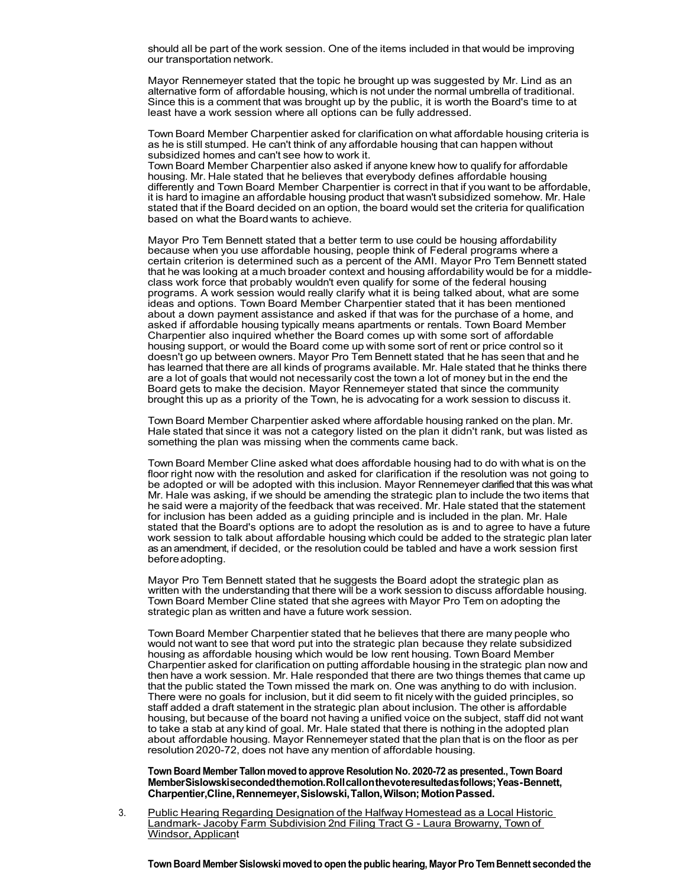should all be part of the work session. One of the items included in that would be improving our transportation network.

Mayor Rennemeyer stated that the topic he brought up was suggested by Mr. Lind as an alternative form of affordable housing, which is not under the normal umbrella of traditional. Since this is a comment that was brought up by the public, it is worth the Board's time to at least have a work session where all options can be fully addressed.

Town Board Member Charpentier asked for clarification on what affordable housing criteria is as he is still stumped. He can't think of any affordable housing that can happen without subsidized homes and can't see how to work it.
Town Board Member Charpentier also asked if anyone knew how to qualify for affordable housing. Mr. Hale stated that he believes that everybody defines affordable housing differently and Town Board Member Charpentier is correct in that if you want to be affordable, it is hard to imagine an affordable housing product that wasn't subsidized somehow. Mr. Hale stated that if the Board decided on an option, the board would set the criteria for qualification based on what the Board wants to achieve.

Mayor Pro Tem Bennett stated that a better term to use could be housing affordability because when you use affordable housing, people think of Federal programs where a certain criterion is determined such as a percent of the AMI. Mayor Pro Tem Bennett stated that he was looking at a much broader context and housing affordability would be for a middle-class work force that probably wouldn't even qualify for some of the federal housing programs. A work session would really clarify what it is being talked about, what are some ideas and options. Town Board Member Charpentier stated that it has been mentioned about a down payment assistance and asked if that was for the purchase of a home, and asked if affordable housing typically means apartments or rentals. Town Board Member Charpentier also inquired whether the Board comes up with some sort of affordable housing support, or would the Board come up with some sort of rent or price control so it doesn't go up between owners. Mayor Pro Tem Bennett stated that he has seen that and he has learned that there are all kinds of programs available. Mr. Hale stated that he thinks there are a lot of goals that would not necessarily cost the town a lot of money but in the end the Board gets to make the decision. Mayor Rennemeyer stated that since the community brought this up as a priority of the Town, he is advocating for a work session to discuss it.

Town Board Member Charpentier asked where affordable housing ranked on the plan. Mr. Hale stated that since it was not a category listed on the plan it didn't rank, but was listed as something the plan was missing when the comments came back.

Town Board Member Cline asked what does affordable housing had to do with what is on the floor right now with the resolution and asked for clarification if the resolution was not going to be adopted or will be adopted with this inclusion. Mayor Rennemeyer clarified that this was what Mr. Hale was asking, if we should be amending the strategic plan to include the two items that he said were a majority of the feedback that was received. Mr. Hale stated that the statement for inclusion has been added as a guiding principle and is included in the plan. Mr. Hale stated that the Board's options are to adopt the resolution as is and to agree to have a future work session to talk about affordable housing which could be added to the strategic plan later as an amendment, if decided, or the resolution could be tabled and have a work session first before adopting.

Mayor Pro Tem Bennett stated that he suggests the Board adopt the strategic plan as written with the understanding that there will be a work session to discuss affordable housing. Town Board Member Cline stated that she agrees with Mayor Pro Tem on adopting the strategic plan as written and have a future work session.

Town Board Member Charpentier stated that he believes that there are many people who would not want to see that word put into the strategic plan because they relate subsidized housing as affordable housing which would be low rent housing. Town Board Member Charpentier asked for clarification on putting affordable housing in the strategic plan now and then have a work session. Mr. Hale responded that there are two things themes that came up that the public stated the Town missed the mark on. One was anything to do with inclusion. There were no goals for inclusion, but it did seem to fit nicely with the guided principles, so staff added a draft statement in the strategic plan about inclusion. The other is affordable housing, but because of the board not having a unified voice on the subject, staff did not want to take a stab at any kind of goal. Mr. Hale stated that there is nothing in the adopted plan about affordable housing. Mayor Rennemeyer stated that the plan that is on the floor as per resolution 2020-72, does not have any mention of affordable housing.

**Town Board Member Tallon moved to approve Resolution No. 2020-72 as presented., Town Board Member Sislowski seconded the motion. Roll call on the vote resulted as follows; Yeas-Bennett, Charpentier, Cline, Rennemeyer, Sislowski, Tallon, Wilson; Motion Passed.**

3. Public Hearing Regarding Designation of the Halfway Homestead as a Local Historic Landmark- Jacoby Farm Subdivision 2nd Filing Tract G - Laura Browarny, Town of Windsor, Applicant

**Town Board Member Sislowski moved to open the public hearing, Mayor Pro Tem Bennett seconded the**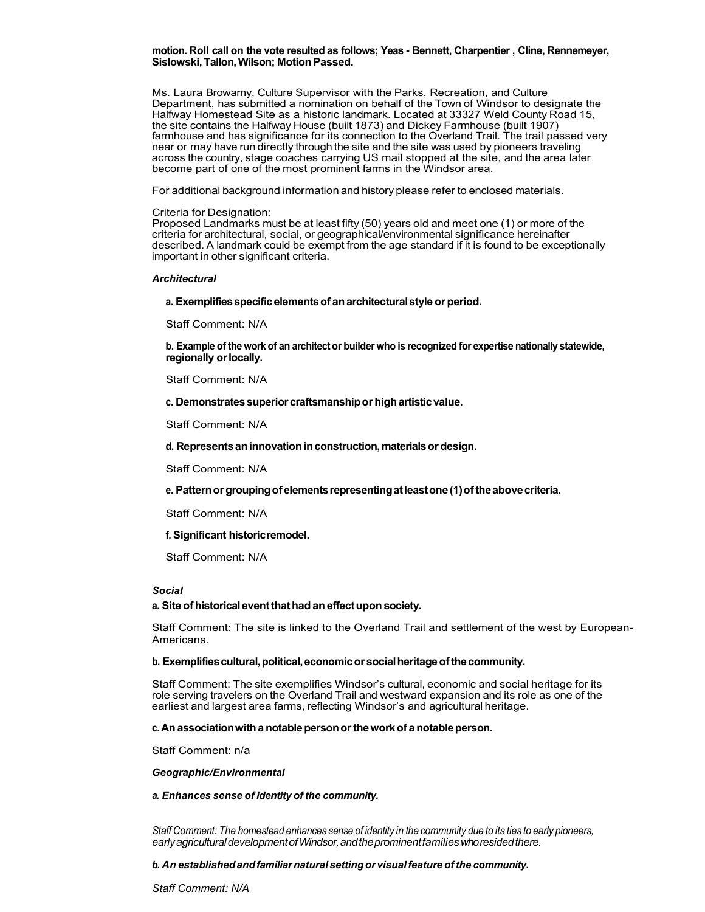**motion. Roll call on the vote resulted as follows; Yeas - Bennett, Charpentier , Cline, Rennemeyer, Sislowski, Tallon, Wilson; Motion Passed.**

Ms. Laura Browarny, Culture Supervisor with the Parks, Recreation, and Culture Department, has submitted a nomination on behalf of the Town of Windsor to designate the Halfway Homestead Site as a historic landmark. Located at 33327 Weld County Road 15, the site contains the Halfway House (built 1873) and Dickey Farmhouse (built 1907) farmhouse and has significance for its connection to the Overland Trail. The trail passed very near or may have run directly through the site and the site was used by pioneers traveling across the country, stage coaches carrying US mail stopped at the site, and the area later become part of one of the most prominent farms in the Windsor area.

For additional background information and history please refer to enclosed materials.

Criteria for Designation:
Proposed Landmarks must be at least fifty (50) years old and meet one (1) or more of the criteria for architectural, social, or geographical/environmental significance hereinafter described. A landmark could be exempt from the age standard if it is found to be exceptionally important in other significant criteria.

***Architectural***

**a. Exemplifies specific elements of an architectural style or period.**

Staff Comment: N/A

**b. Example of the work of an architect or builder who is recognized for expertise nationally statewide, regionally or locally.**

Staff Comment: N/A

**c. Demonstrates superior craftsmanship or high artistic value.**

Staff Comment: N/A

**d. Represents an innovation in construction, materials or design.**

Staff Comment: N/A

**e. Pattern or grouping of elements representing at least one (1) of the above criteria.**

Staff Comment: N/A

**f. Significant historic remodel.**

Staff Comment: N/A

***Social***

**a. Site of historical event that had an effect upon society.**

Staff Comment: The site is linked to the Overland Trail and settlement of the west by European-Americans.

**b. Exemplifies cultural, political, economic or social heritage of the community.**

Staff Comment: The site exemplifies Windsor's cultural, economic and social heritage for its role serving travelers on the Overland Trail and westward expansion and its role as one of the earliest and largest area farms, reflecting Windsor's and agricultural heritage.

**c. An association with a notable person or the work of a notable person.**

Staff Comment: n/a

***Geographic/Environmental***

***a. Enhances sense of identity of the community.***

*Staff Comment: The homestead enhances sense of identity in the community due to its ties to early pioneers, early agricultural development of Windsor, and the prominent families who resided there.*

***b. An established and familiar natural setting or visual feature of the community.***

*Staff Comment: N/A*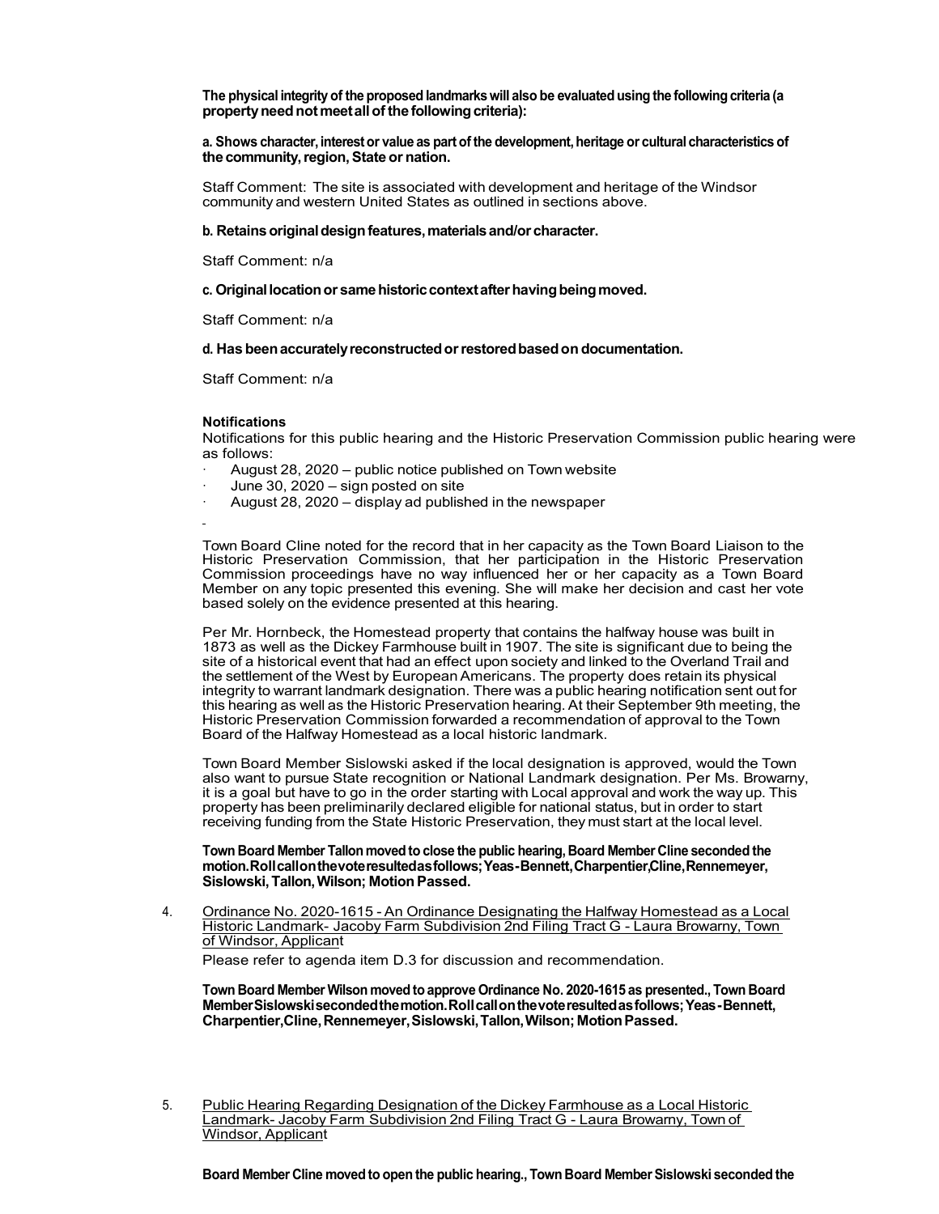**The physical integrity of the proposed landmarks will also be evaluated using the following criteria (a property need not meet all of the following criteria):**

**a. Shows character, interest or value as part of the development, heritage or cultural characteristics of the community, region, State or nation.**

Staff Comment: The site is associated with development and heritage of the Windsor community and western United States as outlined in sections above.

**b. Retains original design features, materials and/or character.**

Staff Comment: n/a

**c. Original location or same historic context after having being moved.**

Staff Comment: n/a

**d. Has been accurately reconstructed or restored based on documentation.**

Staff Comment: n/a

**Notifications**

Notifications for this public hearing and the Historic Preservation Commission public hearing were as follows:

- August 28, 2020 – public notice published on Town website
- June 30, 2020 – sign posted on site
- August 28, 2020 – display ad published in the newspaper

Town Board Cline noted for the record that in her capacity as the Town Board Liaison to the Historic Preservation Commission, that her participation in the Historic Preservation Commission proceedings have no way influenced her or her capacity as a Town Board Member on any topic presented this evening. She will make her decision and cast her vote based solely on the evidence presented at this hearing.

Per Mr. Hornbeck, the Homestead property that contains the halfway house was built in 1873 as well as the Dickey Farmhouse built in 1907. The site is significant due to being the site of a historical event that had an effect upon society and linked to the Overland Trail and the settlement of the West by European Americans. The property does retain its physical integrity to warrant landmark designation. There was a public hearing notification sent out for this hearing as well as the Historic Preservation hearing. At their September 9th meeting, the Historic Preservation Commission forwarded a recommendation of approval to the Town Board of the Halfway Homestead as a local historic landmark.

Town Board Member Sislowski asked if the local designation is approved, would the Town also want to pursue State recognition or National Landmark designation. Per Ms. Browarny, it is a goal but have to go in the order starting with Local approval and work the way up. This property has been preliminarily declared eligible for national status, but in order to start receiving funding from the State Historic Preservation, they must start at the local level.

**Town Board Member Tallon moved to close the public hearing, Board Member Cline seconded the motion. Roll call on the vote resulted as follows; Yeas - Bennett, Charpentier, Cline, Rennemeyer, Sislowski, Tallon, Wilson; Motion Passed.**

4. Ordinance No. 2020-1615 - An Ordinance Designating the Halfway Homestead as a Local Historic Landmark- Jacoby Farm Subdivision 2nd Filing Tract G - Laura Browarny, Town of Windsor, Applicant

   Please refer to agenda item D.3 for discussion and recommendation.

   **Town Board Member Wilson moved to approve Ordinance No. 2020-1615 as presented., Town Board Member Sislowski seconded the motion. Roll call on the vote resulted as follows; Yeas - Bennett, Charpentier, Cline, Rennemeyer, Sislowski, Tallon, Wilson; Motion Passed.**

5. Public Hearing Regarding Designation of the Dickey Farmhouse as a Local Historic Landmark- Jacoby Farm Subdivision 2nd Filing Tract G - Laura Browarny, Town of Windsor, Applicant

   **Board Member Cline moved to open the public hearing., Town Board Member Sislowski seconded the**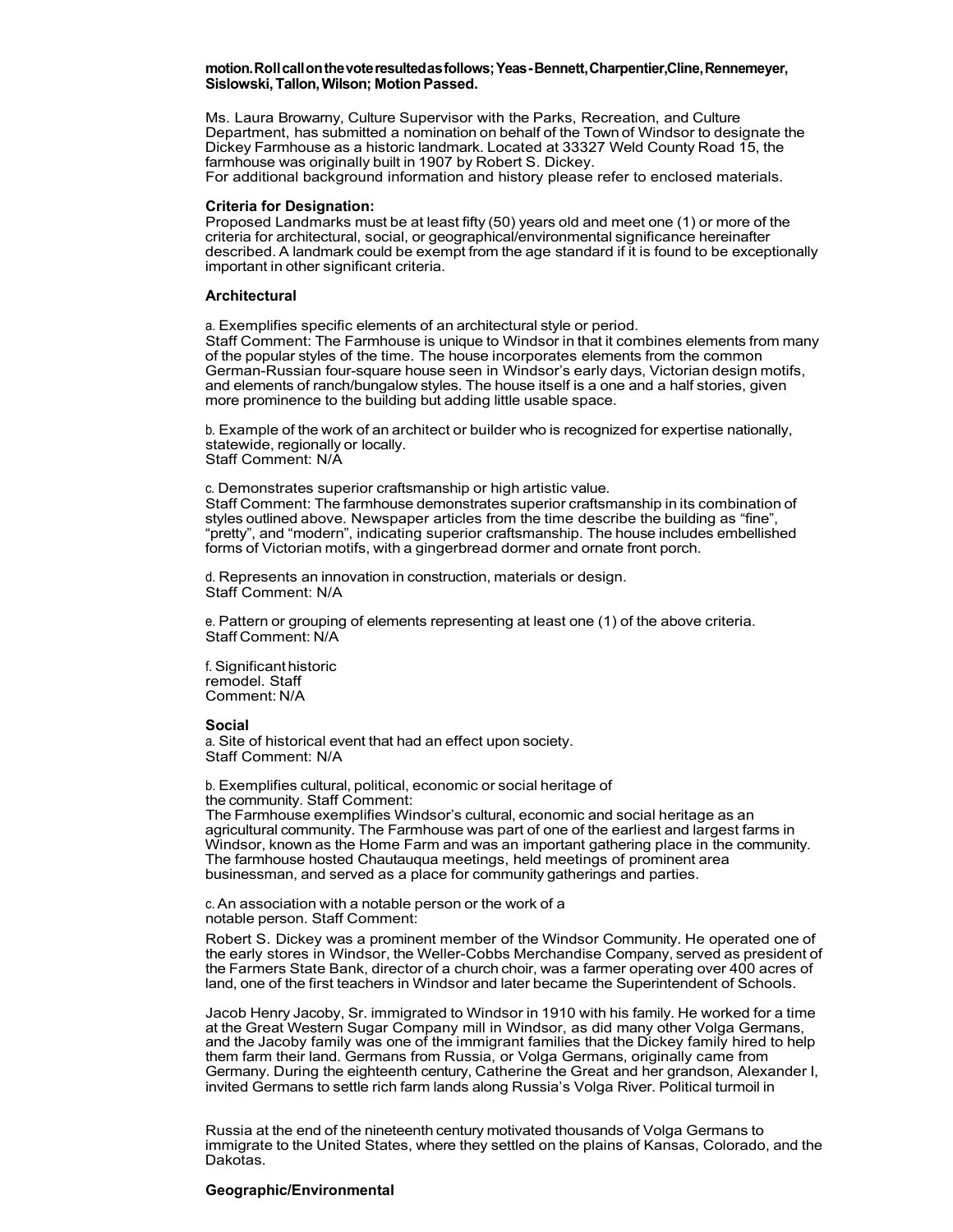**motion. Roll call on the vote resulted as follows; Yeas - Bennett, Charpentier, Cline, Rennemeyer, Sislowski, Tallon, Wilson; Motion Passed.**

Ms. Laura Browarny, Culture Supervisor with the Parks, Recreation, and Culture Department, has submitted a nomination on behalf of the Town of Windsor to designate the Dickey Farmhouse as a historic landmark. Located at 33327 Weld County Road 15, the farmhouse was originally built in 1907 by Robert S. Dickey.
For additional background information and history please refer to enclosed materials.

**Criteria for Designation:**
Proposed Landmarks must be at least fifty (50) years old and meet one (1) or more of the criteria for architectural, social, or geographical/environmental significance hereinafter described. A landmark could be exempt from the age standard if it is found to be exceptionally important in other significant criteria.

**Architectural**

a. Exemplifies specific elements of an architectural style or period.
Staff Comment: The Farmhouse is unique to Windsor in that it combines elements from many of the popular styles of the time. The house incorporates elements from the common German-Russian four-square house seen in Windsor's early days, Victorian design motifs, and elements of ranch/bungalow styles. The house itself is a one and a half stories, given more prominence to the building but adding little usable space.

b. Example of the work of an architect or builder who is recognized for expertise nationally, statewide, regionally or locally.
Staff Comment: N/A

c. Demonstrates superior craftsmanship or high artistic value.
Staff Comment: The farmhouse demonstrates superior craftsmanship in its combination of styles outlined above. Newspaper articles from the time describe the building as "fine", "pretty", and "modern", indicating superior craftsmanship. The house includes embellished forms of Victorian motifs, with a gingerbread dormer and ornate front porch.

d. Represents an innovation in construction, materials or design.
Staff Comment: N/A

e. Pattern or grouping of elements representing at least one (1) of the above criteria.
Staff Comment: N/A

f. Significant historic remodel. Staff Comment: N/A

**Social**
a. Site of historical event that had an effect upon society.
Staff Comment: N/A

b. Exemplifies cultural, political, economic or social heritage of the community. Staff Comment:
The Farmhouse exemplifies Windsor's cultural, economic and social heritage as an agricultural community. The Farmhouse was part of one of the earliest and largest farms in Windsor, known as the Home Farm and was an important gathering place in the community. The farmhouse hosted Chautauqua meetings, held meetings of prominent area businessman, and served as a place for community gatherings and parties.

c. An association with a notable person or the work of a notable person. Staff Comment:

Robert S. Dickey was a prominent member of the Windsor Community. He operated one of the early stores in Windsor, the Weller-Cobbs Merchandise Company, served as president of the Farmers State Bank, director of a church choir, was a farmer operating over 400 acres of land, one of the first teachers in Windsor and later became the Superintendent of Schools.

Jacob Henry Jacoby, Sr. immigrated to Windsor in 1910 with his family. He worked for a time at the Great Western Sugar Company mill in Windsor, as did many other Volga Germans, and the Jacoby family was one of the immigrant families that the Dickey family hired to help them farm their land. Germans from Russia, or Volga Germans, originally came from Germany. During the eighteenth century, Catherine the Great and her grandson, Alexander I, invited Germans to settle rich farm lands along Russia's Volga River. Political turmoil in Russia at the end of the nineteenth century motivated thousands of Volga Germans to immigrate to the United States, where they settled on the plains of Kansas, Colorado, and the Dakotas.

**Geographic/Environmental**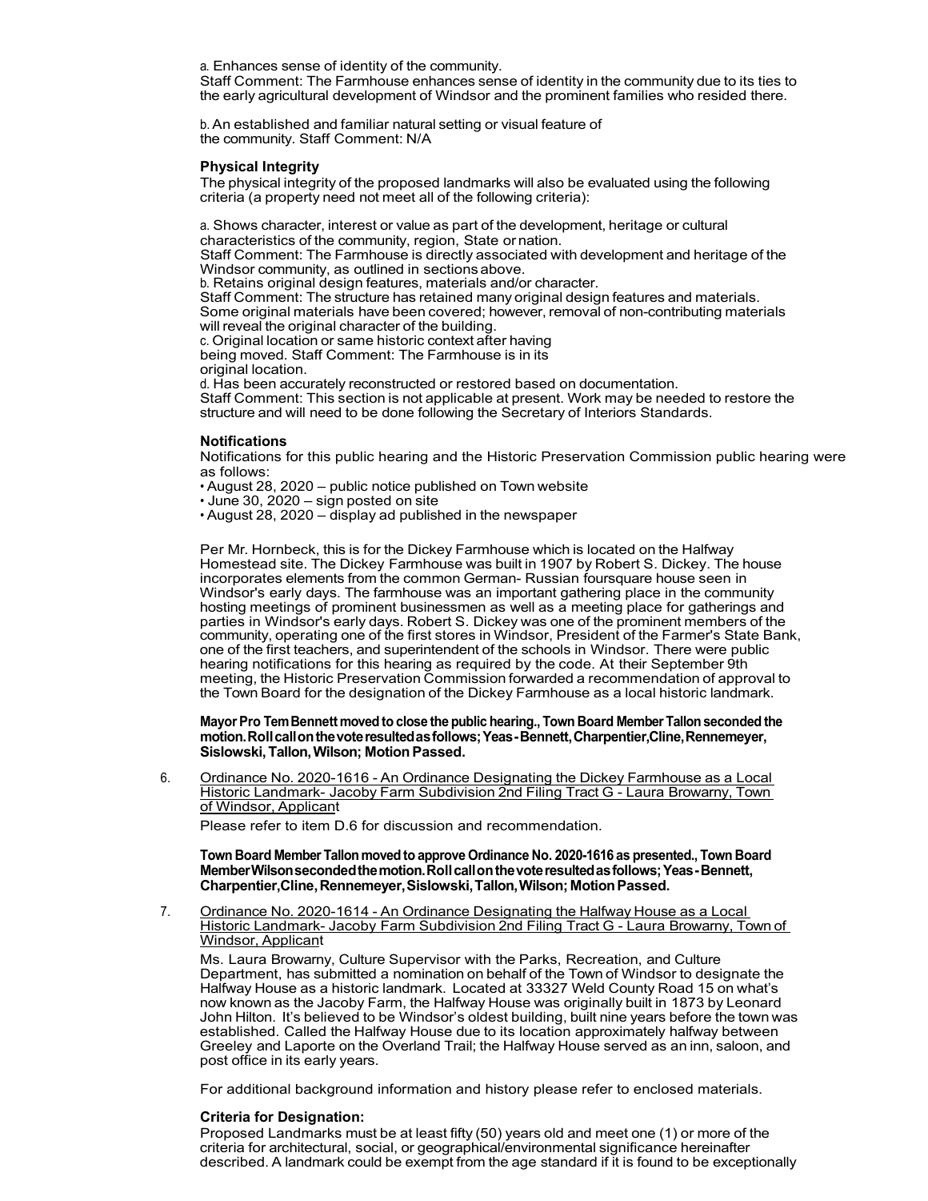a. Enhances sense of identity of the community.
Staff Comment: The Farmhouse enhances sense of identity in the community due to its ties to the early agricultural development of Windsor and the prominent families who resided there.

b. An established and familiar natural setting or visual feature of the community. Staff Comment: N/A

**Physical Integrity**

The physical integrity of the proposed landmarks will also be evaluated using the following criteria (a property need not meet all of the following criteria):

a. Shows character, interest or value as part of the development, heritage or cultural characteristics of the community, region, State or nation.
Staff Comment: The Farmhouse is directly associated with development and heritage of the Windsor community, as outlined in sections above.
b. Retains original design features, materials and/or character.
Staff Comment: The structure has retained many original design features and materials. Some original materials have been covered; however, removal of non-contributing materials will reveal the original character of the building.
c. Original location or same historic context after having being moved. Staff Comment: The Farmhouse is in its original location.
d. Has been accurately reconstructed or restored based on documentation.
Staff Comment: This section is not applicable at present. Work may be needed to restore the structure and will need to be done following the Secretary of Interiors Standards.

**Notifications**

Notifications for this public hearing and the Historic Preservation Commission public hearing were as follows:
- August 28, 2020 – public notice published on Town website
- June 30, 2020 – sign posted on site
- August 28, 2020 – display ad published in the newspaper

Per Mr. Hornbeck, this is for the Dickey Farmhouse which is located on the Halfway Homestead site. The Dickey Farmhouse was built in 1907 by Robert S. Dickey. The house incorporates elements from the common German- Russian foursquare house seen in Windsor's early days. The farmhouse was an important gathering place in the community hosting meetings of prominent businessmen as well as a meeting place for gatherings and parties in Windsor's early days. Robert S. Dickey was one of the prominent members of the community, operating one of the first stores in Windsor, President of the Farmer's State Bank, one of the first teachers, and superintendent of the schools in Windsor. There were public hearing notifications for this hearing as required by the code. At their September 9th meeting, the Historic Preservation Commission forwarded a recommendation of approval to the Town Board for the designation of the Dickey Farmhouse as a local historic landmark.

**Mayor Pro Tem Bennett moved to close the public hearing., Town Board Member Tallon seconded the motion. Roll call on the vote resulted as follows; Yeas - Bennett, Charpentier, Cline, Rennemeyer, Sislowski, Tallon, Wilson; Motion Passed.**

6. Ordinance No. 2020-1616 - An Ordinance Designating the Dickey Farmhouse as a Local Historic Landmark- Jacoby Farm Subdivision 2nd Filing Tract G - Laura Browarny, Town of Windsor, Applicant

   Please refer to item D.6 for discussion and recommendation.

   **Town Board Member Tallon moved to approve Ordinance No. 2020-1616 as presented., Town Board Member Wilson seconded the motion. Roll call on the vote resulted as follows; Yeas - Bennett, Charpentier, Cline, Rennemeyer, Sislowski, Tallon, Wilson; Motion Passed.**

7. Ordinance No. 2020-1614 - An Ordinance Designating the Halfway House as a Local Historic Landmark- Jacoby Farm Subdivision 2nd Filing Tract G - Laura Browarny, Town of Windsor, Applicant

   Ms. Laura Browarny, Culture Supervisor with the Parks, Recreation, and Culture Department, has submitted a nomination on behalf of the Town of Windsor to designate the Halfway House as a historic landmark. Located at 33327 Weld County Road 15 on what's now known as the Jacoby Farm, the Halfway House was originally built in 1873 by Leonard John Hilton. It's believed to be Windsor's oldest building, built nine years before the town was established. Called the Halfway House due to its location approximately halfway between Greeley and Laporte on the Overland Trail; the Halfway House served as an inn, saloon, and post office in its early years.

   For additional background information and history please refer to enclosed materials.

   **Criteria for Designation:**

   Proposed Landmarks must be at least fifty (50) years old and meet one (1) or more of the criteria for architectural, social, or geographical/environmental significance hereinafter described. A landmark could be exempt from the age standard if it is found to be exceptionally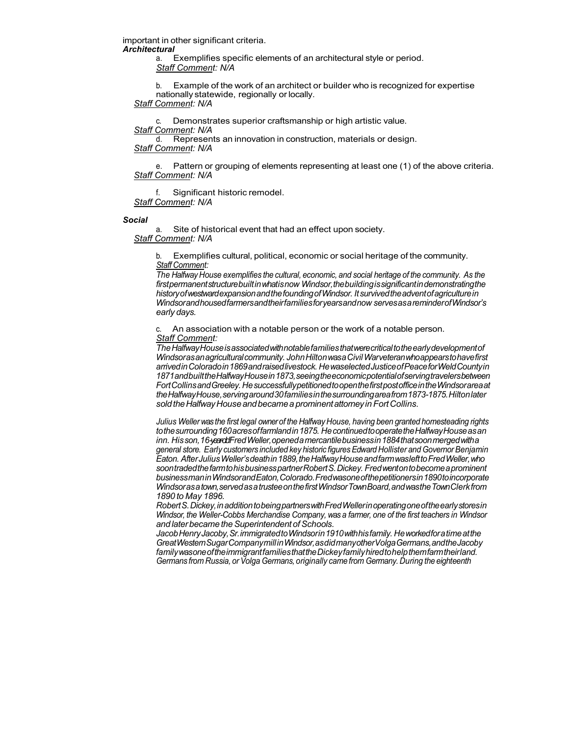important in other significant criteria.

***Architectural***

a. Exemplifies specific elements of an architectural style or period.
*Staff Comment: N/A*

b. Example of the work of an architect or builder who is recognized for expertise nationally statewide, regionally or locally.
*Staff Comment: N/A*

c. Demonstrates superior craftsmanship or high artistic value.
*Staff Comment: N/A*

d. Represents an innovation in construction, materials or design.
*Staff Comment: N/A*

e. Pattern or grouping of elements representing at least one (1) of the above criteria.
*Staff Comment: N/A*

f. Significant historic remodel.
*Staff Comment: N/A*

***Social***

a. Site of historical event that had an effect upon society.
*Staff Comment: N/A*

b. Exemplifies cultural, political, economic or social heritage of the community.
*Staff Comment:*
*The Halfway House exemplifies the cultural, economic, and social heritage of the community. As the first permanent structure built in what is now Windsor, the building is significant in demonstrating the history of westward expansion and the founding of Windsor. It survived the advent of agriculture in Windsor and housed farmers and their families for years and now serves as a reminder of Windsor's early days.*

c. An association with a notable person or the work of a notable person.
*Staff Comment:*
*The Halfway House is associated with notable families that were critical to the early development of Windsor as an agricultural community. John Hilton was a Civil War veteran who appears to have first arrived in Colorado in 1869 and raised livestock. He was elected Justice of Peace for Weld County in 1871 and built the Halfway House in 1873, seeing the economic potential of serving travelers between Fort Collins and Greeley. He successfully petitioned to open the first post office in the Windsor area at the Halfway House, serving around 30 families in the surrounding area from 1873-1875. Hilton later sold the Halfway House and became a prominent attorney in Fort Collins.*

*Julius Weller was the first legal owner of the Halfway House, having been granted homesteading rights to the surrounding 160 acres of farmland in 1875. He continued to operate the Halfway House as an inn. His son, 16-year-old Fred Weller, opened a mercantile business in 1884 that soon merged with a general store. Early customers included key historic figures Edward Hollister and Governor Benjamin Eaton. After Julius Weller's death in 1889, the Halfway House and farm was left to Fred Weller, who soon traded the farm to his business partner Robert S. Dickey. Fred went on to become a prominent businessman in Windsor and Eaton, Colorado. Fred was one of the petitioners in 1890 to incorporate Windsor as a town, served as a trustee on the first Windsor Town Board, and was the Town Clerk from 1890 to May 1896.*

*Robert S. Dickey, in addition to being partners with Fred Weller in operating one of the early stores in Windsor, the Weller-Cobbs Merchandise Company, was a farmer, one of the first teachers in Windsor and later became the Superintendent of Schools.*

*Jacob Henry Jacoby, Sr. immigrated to Windsor in 1910 with his family. He worked for a time at the Great Western Sugar Company mill in Windsor, as did many other Volga Germans, and the Jacoby family was one of the immigrant families that the Dickey family hired to help them farm their land. Germans from Russia, or Volga Germans, originally came from Germany. During the eighteenth*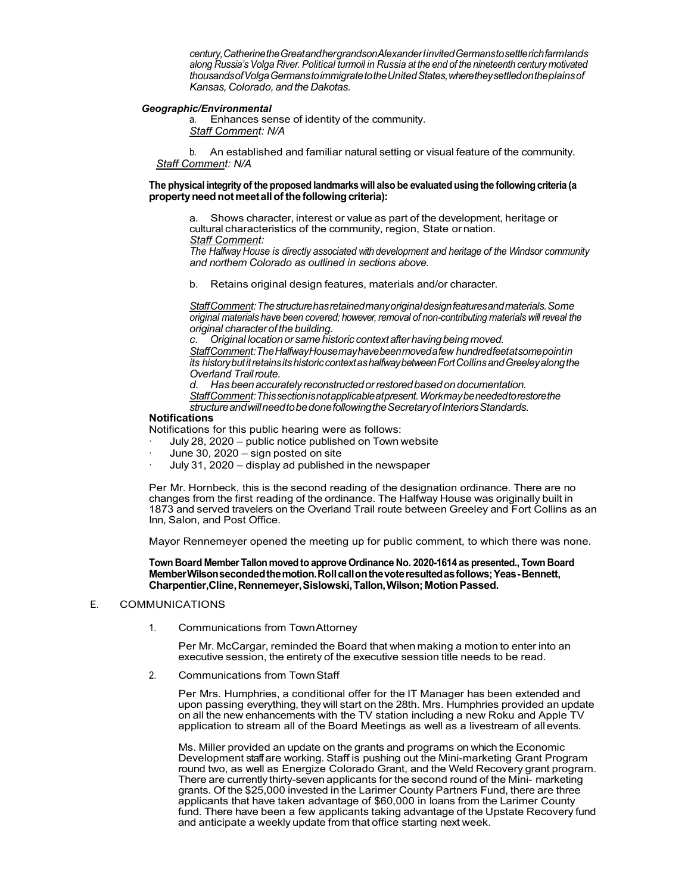*century, Catherine the Great and her grandson Alexander I invited Germans to settle rich farmlands along Russia's Volga River. Political turmoil in Russia at the end of the nineteenth century motivated thousands of Volga Germans to immigrate to the United States, where they settled on the plains of Kansas, Colorado, and the Dakotas.*

***Geographic/Environmental***

a. Enhances sense of identity of the community.
*Staff Comment: N/A*

b. An established and familiar natural setting or visual feature of the community.
*Staff Comment: N/A*

**The physical integrity of the proposed landmarks will also be evaluated using the following criteria (a property need not meet all of the following criteria):**

a. Shows character, interest or value as part of the development, heritage or cultural characteristics of the community, region, State or nation.
*Staff Comment:*
*The Halfway House is directly associated with development and heritage of the Windsor community and northern Colorado as outlined in sections above.*

b. Retains original design features, materials and/or character.

*Staff Comment: The structure has retained many original design features and materials. Some original materials have been covered; however, removal of non-contributing materials will reveal the original character of the building.*

*c. Original location or same historic context after having being moved.*
*Staff Comment: The Halfway House may have been moved a few hundred feet at some point in its history but it retains its historic context as halfway between Fort Collins and Greeley along the Overland Trail route.*

*d. Has been accurately reconstructed or restored based on documentation.*
*Staff Comment: This section is not applicable at present. Work may be needed to restore the structure and will need to be done following the Secretary of Interiors Standards.*

**Notifications**

Notifications for this public hearing were as follows:

- July 28, 2020 – public notice published on Town website
- June 30, 2020 – sign posted on site
- July 31, 2020 – display ad published in the newspaper

Per Mr. Hornbeck, this is the second reading of the designation ordinance. There are no changes from the first reading of the ordinance. The Halfway House was originally built in 1873 and served travelers on the Overland Trail route between Greeley and Fort Collins as an Inn, Salon, and Post Office.

Mayor Rennemeyer opened the meeting up for public comment, to which there was none.

**Town Board Member Tallon moved to approve Ordinance No. 2020-1614 as presented., Town Board Member Wilson seconded the motion. Roll call on the vote resulted as follows; Yeas - Bennett, Charpentier, Cline, Rennemeyer, Sislowski, Tallon, Wilson; Motion Passed.**

E. COMMUNICATIONS

1. Communications from Town Attorney

   Per Mr. McCargar, reminded the Board that when making a motion to enter into an executive session, the entirety of the executive session title needs to be read.

2. Communications from Town Staff

   Per Mrs. Humphries, a conditional offer for the IT Manager has been extended and upon passing everything, they will start on the 28th. Mrs. Humphries provided an update on all the new enhancements with the TV station including a new Roku and Apple TV application to stream all of the Board Meetings as well as a livestream of all events.

   Ms. Miller provided an update on the grants and programs on which the Economic Development staff are working. Staff is pushing out the Mini-marketing Grant Program round two, as well as Energize Colorado Grant, and the Weld Recovery grant program. There are currently thirty-seven applicants for the second round of the Mini- marketing grants. Of the $25,000 invested in the Larimer County Partners Fund, there are three applicants that have taken advantage of $60,000 in loans from the Larimer County fund. There have been a few applicants taking advantage of the Upstate Recovery fund and anticipate a weekly update from that office starting next week.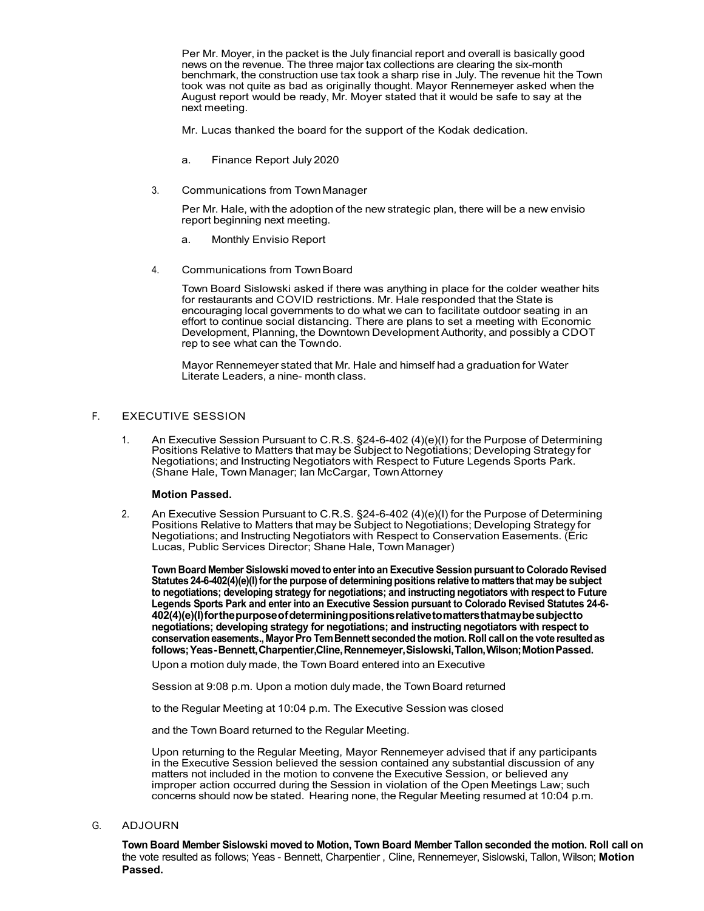Per Mr. Moyer, in the packet is the July financial report and overall is basically good news on the revenue. The three major tax collections are clearing the six-month benchmark, the construction use tax took a sharp rise in July. The revenue hit the Town took was not quite as bad as originally thought. Mayor Rennemeyer asked when the August report would be ready, Mr. Moyer stated that it would be safe to say at the next meeting.

Mr. Lucas thanked the board for the support of the Kodak dedication.

a. Finance Report July 2020

3. Communications from Town Manager

Per Mr. Hale, with the adoption of the new strategic plan, there will be a new envisio report beginning next meeting.

a. Monthly Envisio Report

4. Communications from Town Board

Town Board Sislowski asked if there was anything in place for the colder weather hits for restaurants and COVID restrictions. Mr. Hale responded that the State is encouraging local governments to do what we can to facilitate outdoor seating in an effort to continue social distancing. There are plans to set a meeting with Economic Development, Planning, the Downtown Development Authority, and possibly a CDOT rep to see what can the Towndo.

Mayor Rennemeyer stated that Mr. Hale and himself had a graduation for Water Literate Leaders, a nine- month class.

## F. EXECUTIVE SESSION

1. An Executive Session Pursuant to C.R.S. §24-6-402 (4)(e)(I) for the Purpose of Determining Positions Relative to Matters that may be Subject to Negotiations; Developing Strategy for Negotiations; and Instructing Negotiators with Respect to Future Legends Sports Park. (Shane Hale, Town Manager; Ian McCargar, Town Attorney

**Motion Passed.**

2. An Executive Session Pursuant to C.R.S. §24-6-402 (4)(e)(I) for the Purpose of Determining Positions Relative to Matters that may be Subject to Negotiations; Developing Strategy for Negotiations; and Instructing Negotiators with Respect to Conservation Easements. (Eric Lucas, Public Services Director; Shane Hale, Town Manager)

**Town Board Member Sislowski moved to enter into an Executive Session pursuant to Colorado Revised Statutes 24-6-402(4)(e)(I) for the purpose of determining positions relative to matters that may be subject to negotiations; developing strategy for negotiations; and instructing negotiators with respect to Future Legends Sports Park and enter into an Executive Session pursuant to Colorado Revised Statutes 24-6-402(4)(e)(I)forthepurposeofdeterminingpositionsrelativetomattersthatmaybesubjectto negotiations; developing strategy for negotiations; and instructing negotiators with respect to conservation easements., Mayor Pro Tem Bennett seconded the motion. Roll call on the vote resulted as follows; Yeas - Bennett, Charpentier,Cline, Rennemeyer, Sislowski, Tallon, Wilson; Motion Passed.**

Upon a motion duly made, the Town Board entered into an Executive

Session at 9:08 p.m. Upon a motion duly made, the Town Board returned

to the Regular Meeting at 10:04 p.m. The Executive Session was closed

and the Town Board returned to the Regular Meeting.

Upon returning to the Regular Meeting, Mayor Rennemeyer advised that if any participants in the Executive Session believed the session contained any substantial discussion of any matters not included in the motion to convene the Executive Session, or believed any improper action occurred during the Session in violation of the Open Meetings Law; such concerns should now be stated. Hearing none, the Regular Meeting resumed at 10:04 p.m.

## G. ADJOURN

**Town Board Member Sislowski moved to Motion, Town Board Member Tallon seconded the motion. Roll call on** the vote resulted as follows; Yeas - Bennett, Charpentier , Cline, Rennemeyer, Sislowski, Tallon, Wilson; **Motion Passed.**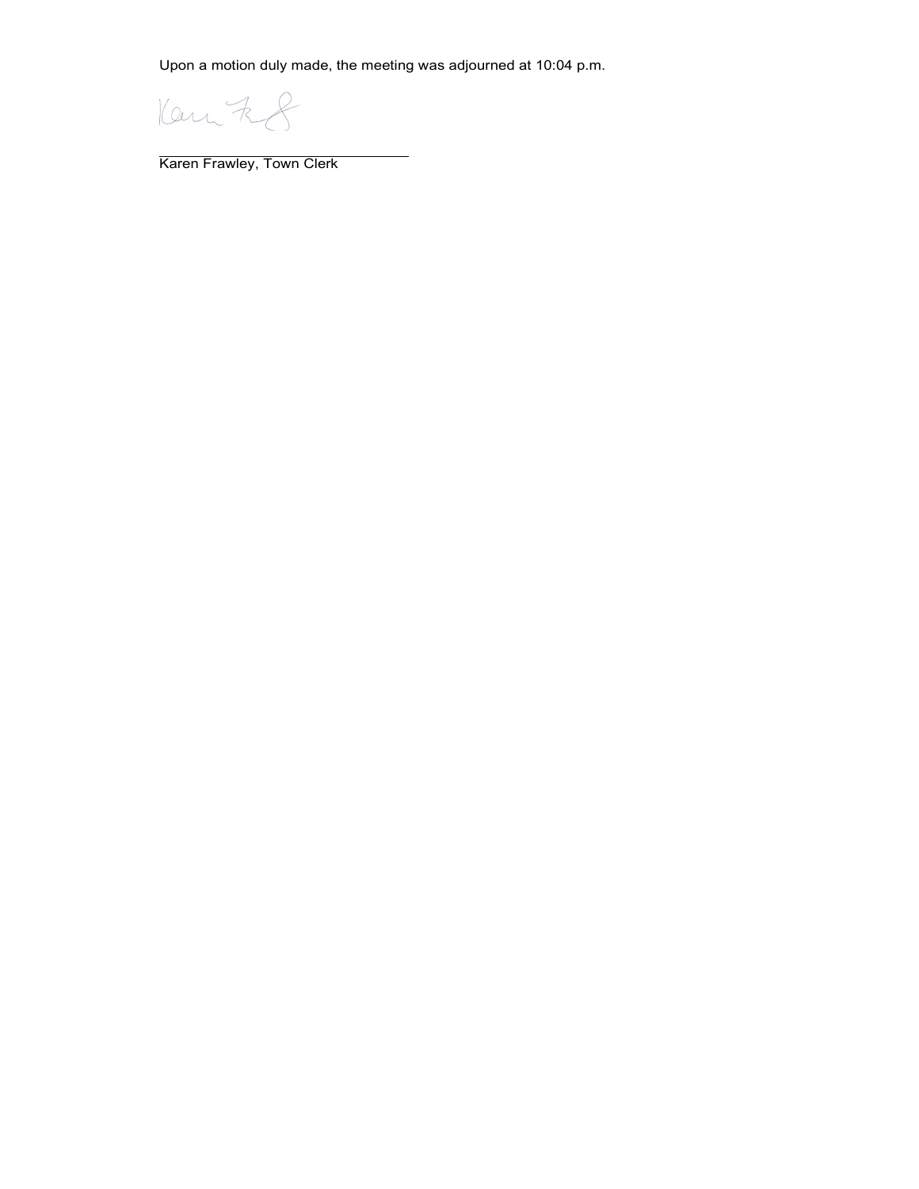Upon a motion duly made, the meeting was adjourned at 10:04 p.m.

\_\_\_\_\_\_\_\_\_\_\_\_\_\_\_\_\_\_\_\_\_\_\_\_\_\_\_\_\_\_\_\_

Karen Frawley, Town Clerk